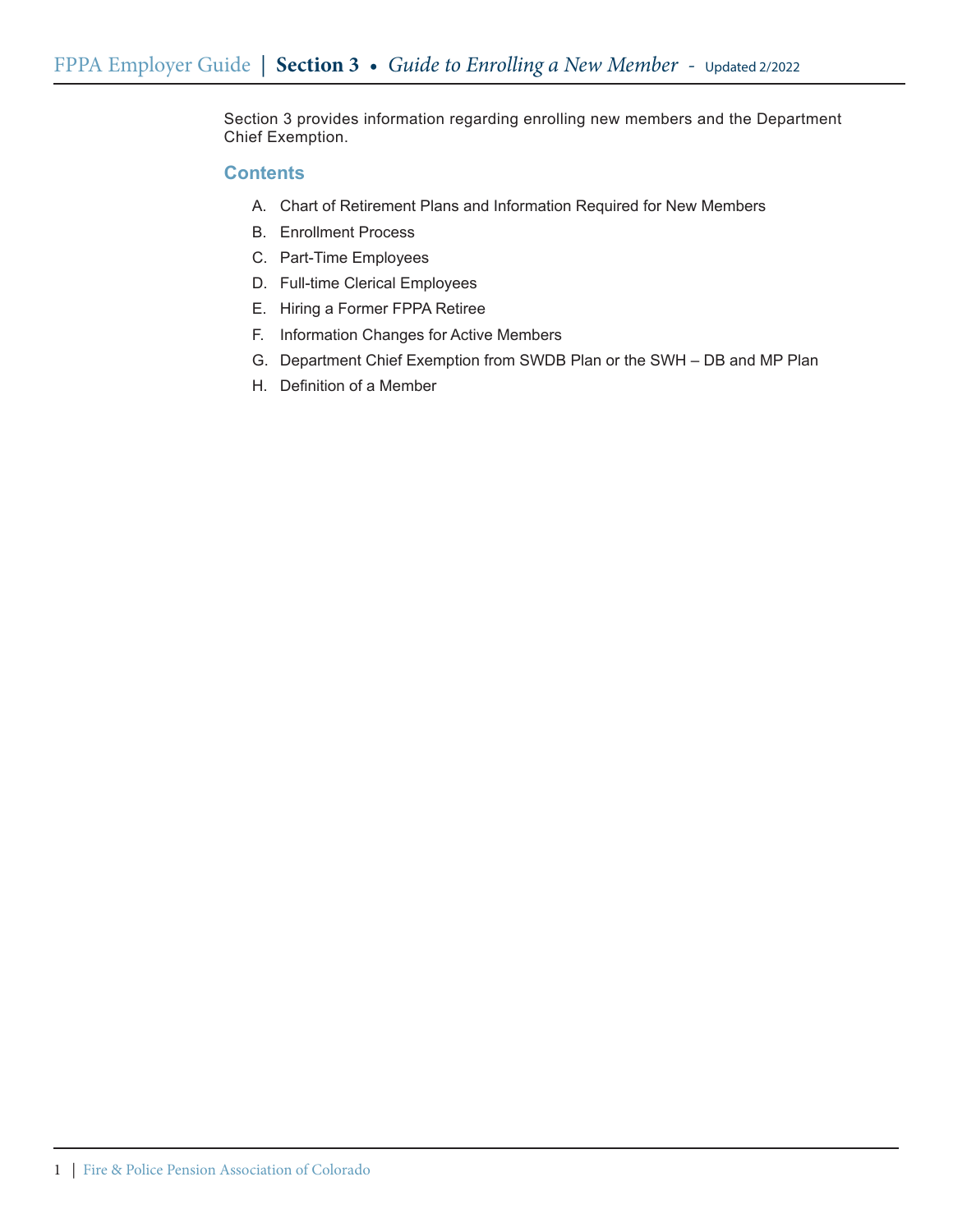# Section 3 • Guide to Enrolling a New Member - Updated 2/2022

Section 3 provides information regarding enrolling new members and the Department Chief Exemption.

## Contents

A. Chart of Retirement Plans and Information Required for New Members

B. Enrollment Process

C. Part-Time Employees

D. Full-time Clerical Employees

E. Hiring a Former FPPA Retiree

F. Information Changes for Active Members

G. Department Chief Exemption from SWDB Plan or the SWH – DB and MP Plan

H. Definition of a Member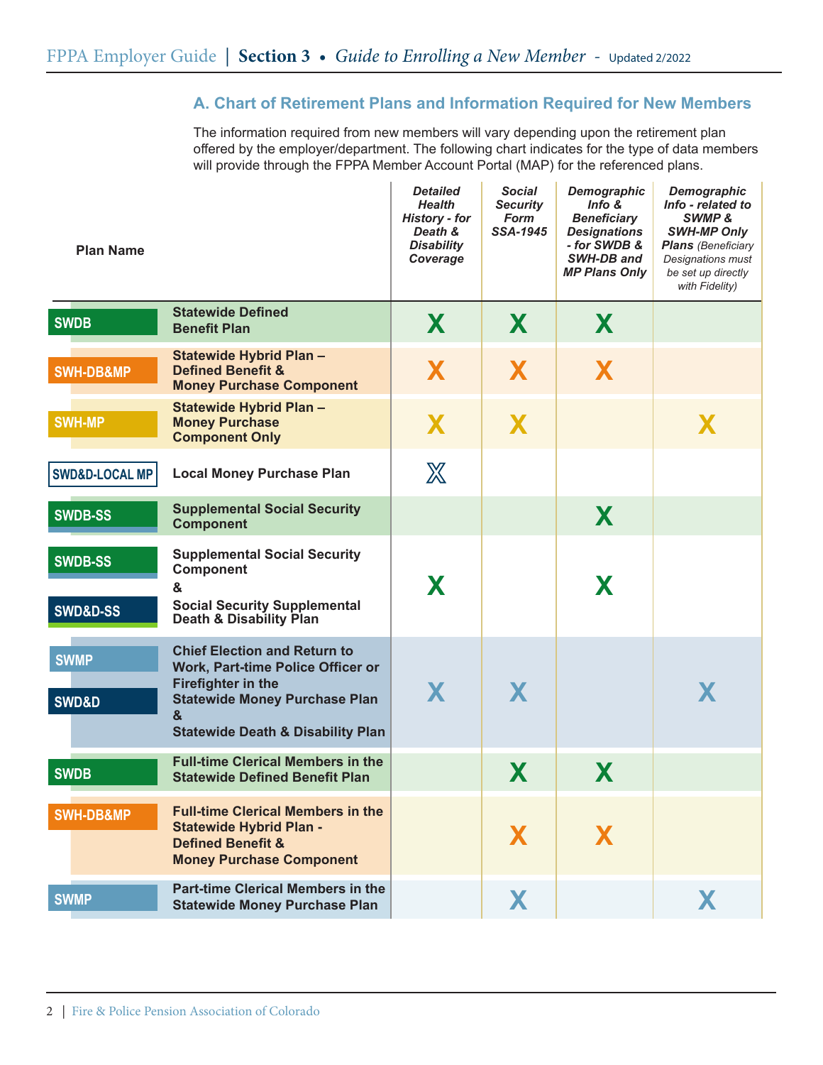## A. Chart of Retirement Plans and Information Required for New Members

The information required from new members will vary depending upon the retirement plan offered by the employer/department. The following chart indicates for the type of data members will provide through the FPPA Member Account Portal (MAP) for the referenced plans.

| Plan Name | | *Detailed Health History - for Death & Disability Coverage* | *Social Security Form SSA-1945* | *Demographic Info & Beneficiary Designations - for SWDB & SWH-DB and MP Plans Only* | *Demographic Info - related to SWMP & SWH-MP Only Plans* (Beneficiary Designations must be set up directly with Fidelity) |
|---|---|---|---|---|---|
| SWDB | **Statewide Defined Benefit Plan** | X | X | X | |
| SWH-DB&MP | **Statewide Hybrid Plan – Defined Benefit & Money Purchase Component** | X | X | X | |
| SWH-MP | **Statewide Hybrid Plan – Money Purchase Component Only** | X | X | | X |
| SWD&D-LOCAL MP | **Local Money Purchase Plan** | X | | | |
| SWDB-SS | **Supplemental Social Security Component** | | | X | |
| SWDB-SS & SWD&D-SS | **Supplemental Social Security Component & Social Security Supplemental Death & Disability Plan** | X | | X | |
| SWMP & SWD&D | **Chief Election and Return to Work, Part-time Police Officer or Firefighter in the Statewide Money Purchase Plan & Statewide Death & Disability Plan** | X | X | | X |
| SWDB | **Full-time Clerical Members in the Statewide Defined Benefit Plan** | | X | X | |
| SWH-DB&MP | **Full-time Clerical Members in the Statewide Hybrid Plan - Defined Benefit & Money Purchase Component** | | X | X | |
| SWMP | **Part-time Clerical Members in the Statewide Money Purchase Plan** | | X | | X |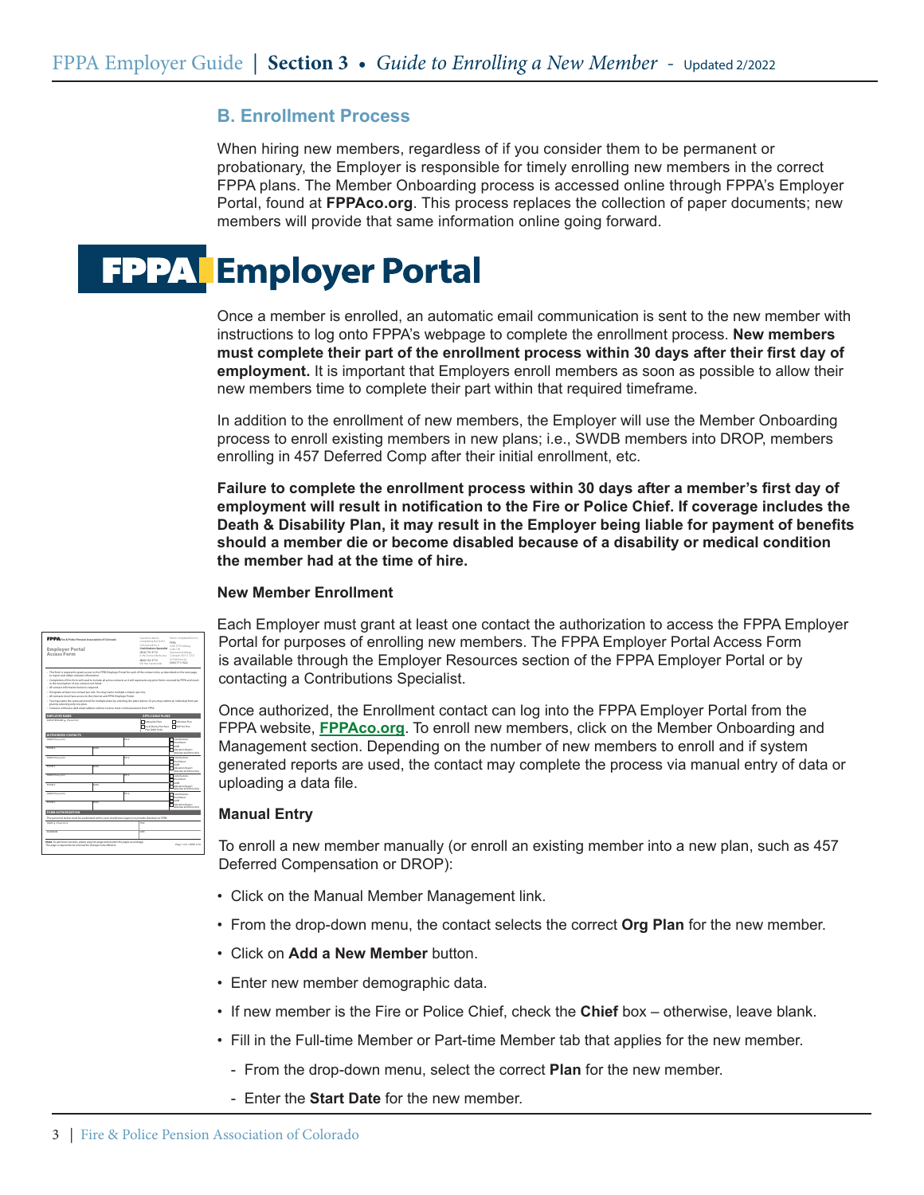## B. Enrollment Process

When hiring new members, regardless of if you consider them to be permanent or probationary, the Employer is responsible for timely enrolling new members in the correct FPPA plans. The Member Onboarding process is accessed online through FPPA's Employer Portal, found at **FPPAco.org**. This process replaces the collection of paper documents; new members will provide that same information online going forward.

# FPPA Employer Portal

Once a member is enrolled, an automatic email communication is sent to the new member with instructions to log onto FPPA's webpage to complete the enrollment process. **New members must complete their part of the enrollment process within 30 days after their first day of employment.** It is important that Employers enroll members as soon as possible to allow their new members time to complete their part within that required timeframe.

In addition to the enrollment of new members, the Employer will use the Member Onboarding process to enroll existing members in new plans; i.e., SWDB members into DROP, members enrolling in 457 Deferred Comp after their initial enrollment, etc.

**Failure to complete the enrollment process within 30 days after a member's first day of employment will result in notification to the Fire or Police Chief. If coverage includes the Death & Disability Plan, it may result in the Employer being liable for payment of benefits should a member die or become disabled because of a disability or medical condition the member had at the time of hire.**

#### New Member Enrollment

Each Employer must grant at least one contact the authorization to access the FPPA Employer Portal for purposes of enrolling new members. The FPPA Employer Portal Access Form is available through the Employer Resources section of the FPPA Employer Portal or by contacting a Contributions Specialist.

Once authorized, the Enrollment contact can log into the FPPA Employer Portal from the FPPA website, **FPPAco.org**. To enroll new members, click on the Member Onboarding and Management section. Depending on the number of new members to enroll and if system generated reports are used, the contact may complete the process via manual entry of data or uploading a data file.

#### Manual Entry

To enroll a new member manually (or enroll an existing member into a new plan, such as 457 Deferred Compensation or DROP):

- Click on the Manual Member Management link.
- From the drop-down menu, the contact selects the correct **Org Plan** for the new member.
- Click on **Add a New Member** button.
- Enter new member demographic data.
- If new member is the Fire or Police Chief, check the **Chief** box – otherwise, leave blank.
- Fill in the Full-time Member or Part-time Member tab that applies for the new member.
  - From the drop-down menu, select the correct **Plan** for the new member.
  - Enter the **Start Date** for the new member.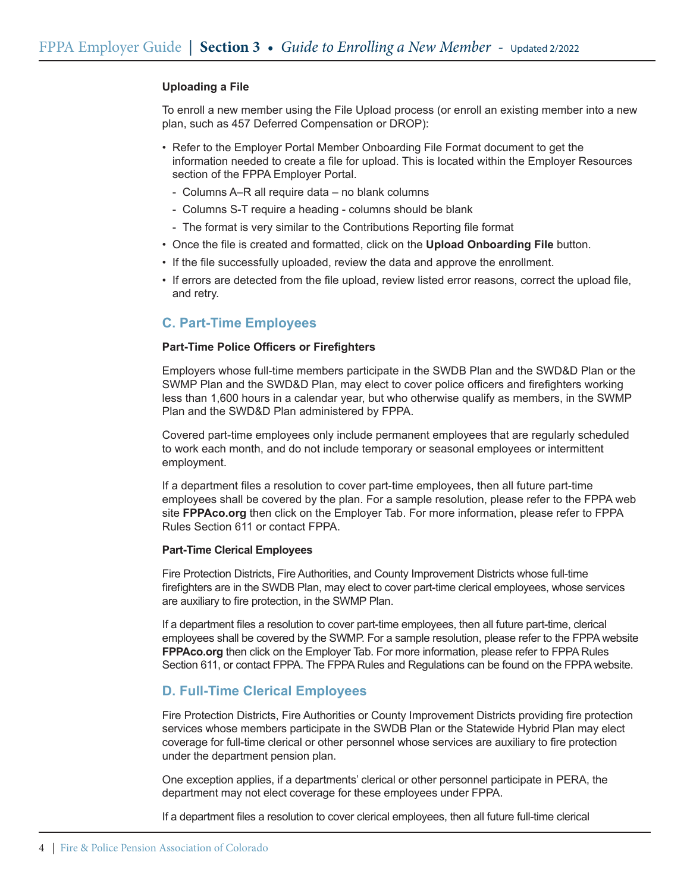**Uploading a File**

To enroll a new member using the File Upload process (or enroll an existing member into a new plan, such as 457 Deferred Compensation or DROP):

- Refer to the Employer Portal Member Onboarding File Format document to get the information needed to create a file for upload. This is located within the Employer Resources section of the FPPA Employer Portal.
  - Columns A–R all require data – no blank columns
  - Columns S-T require a heading - columns should be blank
  - The format is very similar to the Contributions Reporting file format
- Once the file is created and formatted, click on the **Upload Onboarding File** button.
- If the file successfully uploaded, review the data and approve the enrollment.
- If errors are detected from the file upload, review listed error reasons, correct the upload file, and retry.

## C. Part-Time Employees

**Part-Time Police Officers or Firefighters**

Employers whose full-time members participate in the SWDB Plan and the SWD&D Plan or the SWMP Plan and the SWD&D Plan, may elect to cover police officers and firefighters working less than 1,600 hours in a calendar year, but who otherwise qualify as members, in the SWMP Plan and the SWD&D Plan administered by FPPA.

Covered part-time employees only include permanent employees that are regularly scheduled to work each month, and do not include temporary or seasonal employees or intermittent employment.

If a department files a resolution to cover part-time employees, then all future part-time employees shall be covered by the plan. For a sample resolution, please refer to the FPPA web site **FPPAco.org** then click on the Employer Tab. For more information, please refer to FPPA Rules Section 611 or contact FPPA.

**Part-Time Clerical Employees**

Fire Protection Districts, Fire Authorities, and County Improvement Districts whose full-time firefighters are in the SWDB Plan, may elect to cover part-time clerical employees, whose services are auxiliary to fire protection, in the SWMP Plan.

If a department files a resolution to cover part-time employees, then all future part-time, clerical employees shall be covered by the SWMP. For a sample resolution, please refer to the FPPA website **FPPAco.org** then click on the Employer Tab. For more information, please refer to FPPA Rules Section 611, or contact FPPA. The FPPA Rules and Regulations can be found on the FPPA website.

## D. Full-Time Clerical Employees

Fire Protection Districts, Fire Authorities or County Improvement Districts providing fire protection services whose members participate in the SWDB Plan or the Statewide Hybrid Plan may elect coverage for full-time clerical or other personnel whose services are auxiliary to fire protection under the department pension plan.

One exception applies, if a departments' clerical or other personnel participate in PERA, the department may not elect coverage for these employees under FPPA.

If a department files a resolution to cover clerical employees, then all future full-time clerical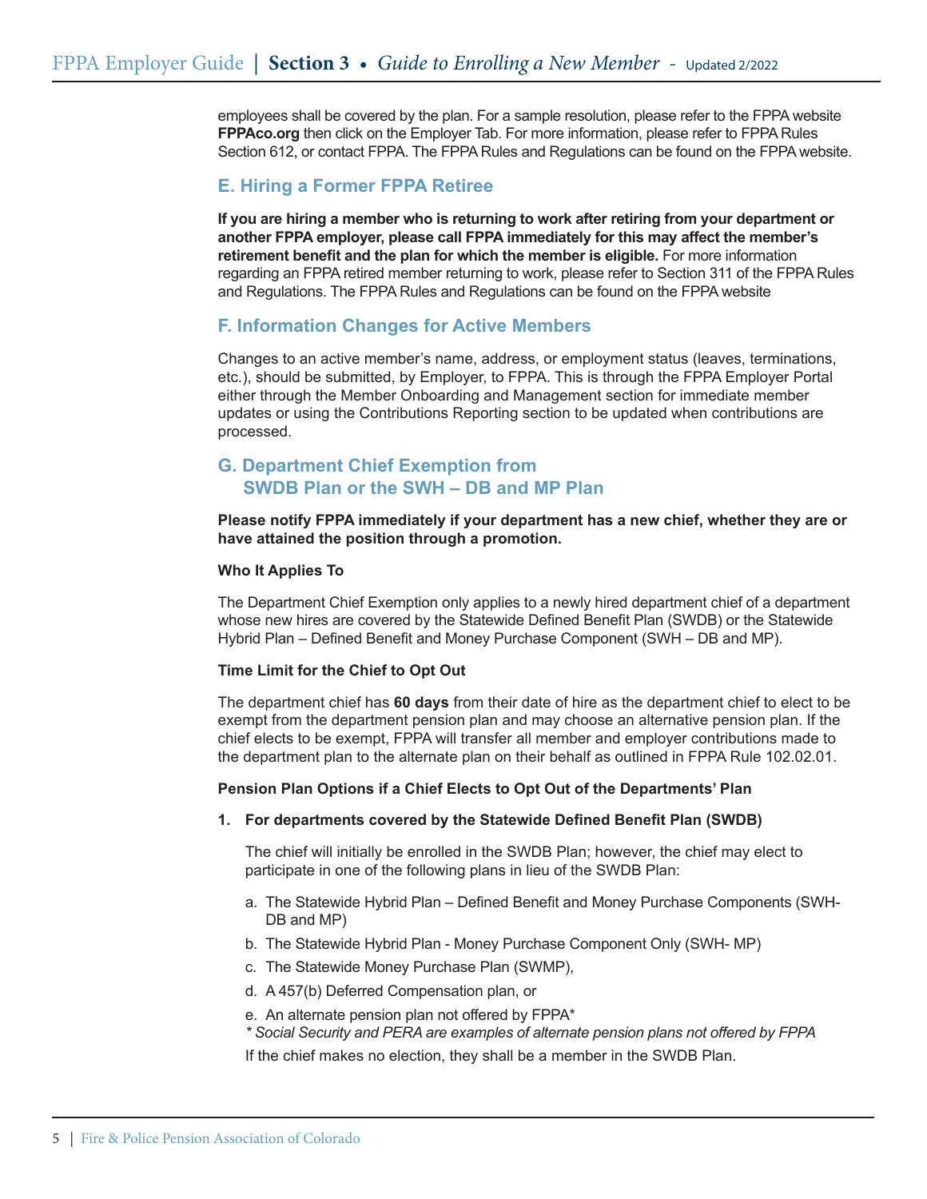employees shall be covered by the plan. For a sample resolution, please refer to the FPPA website **FPPAco.org** then click on the Employer Tab. For more information, please refer to FPPA Rules Section 612, or contact FPPA. The FPPA Rules and Regulations can be found on the FPPA website.

## E. Hiring a Former FPPA Retiree

**If you are hiring a member who is returning to work after retiring from your department or another FPPA employer, please call FPPA immediately for this may affect the member's retirement benefit and the plan for which the member is eligible.** For more information regarding an FPPA retired member returning to work, please refer to Section 311 of the FPPA Rules and Regulations. The FPPA Rules and Regulations can be found on the FPPA website

## F. Information Changes for Active Members

Changes to an active member's name, address, or employment status (leaves, terminations, etc.), should be submitted, by Employer, to FPPA. This is through the FPPA Employer Portal either through the Member Onboarding and Management section for immediate member updates or using the Contributions Reporting section to be updated when contributions are processed.

## G. Department Chief Exemption from SWDB Plan or the SWH – DB and MP Plan

**Please notify FPPA immediately if your department has a new chief, whether they are or have attained the position through a promotion.**

**Who It Applies To**

The Department Chief Exemption only applies to a newly hired department chief of a department whose new hires are covered by the Statewide Defined Benefit Plan (SWDB) or the Statewide Hybrid Plan – Defined Benefit and Money Purchase Component (SWH – DB and MP).

**Time Limit for the Chief to Opt Out**

The department chief has **60 days** from their date of hire as the department chief to elect to be exempt from the department pension plan and may choose an alternative pension plan. If the chief elects to be exempt, FPPA will transfer all member and employer contributions made to the department plan to the alternate plan on their behalf as outlined in FPPA Rule 102.02.01.

**Pension Plan Options if a Chief Elects to Opt Out of the Departments' Plan**

1. **For departments covered by the Statewide Defined Benefit Plan (SWDB)**

   The chief will initially be enrolled in the SWDB Plan; however, the chief may elect to participate in one of the following plans in lieu of the SWDB Plan:

   a. The Statewide Hybrid Plan – Defined Benefit and Money Purchase Components (SWH-DB and MP)

   b. The Statewide Hybrid Plan - Money Purchase Component Only (SWH- MP)

   c. The Statewide Money Purchase Plan (SWMP),

   d. A 457(b) Deferred Compensation plan, or

   e. An alternate pension plan not offered by FPPA*

   *\* Social Security and PERA are examples of alternate pension plans not offered by FPPA*

   If the chief makes no election, they shall be a member in the SWDB Plan.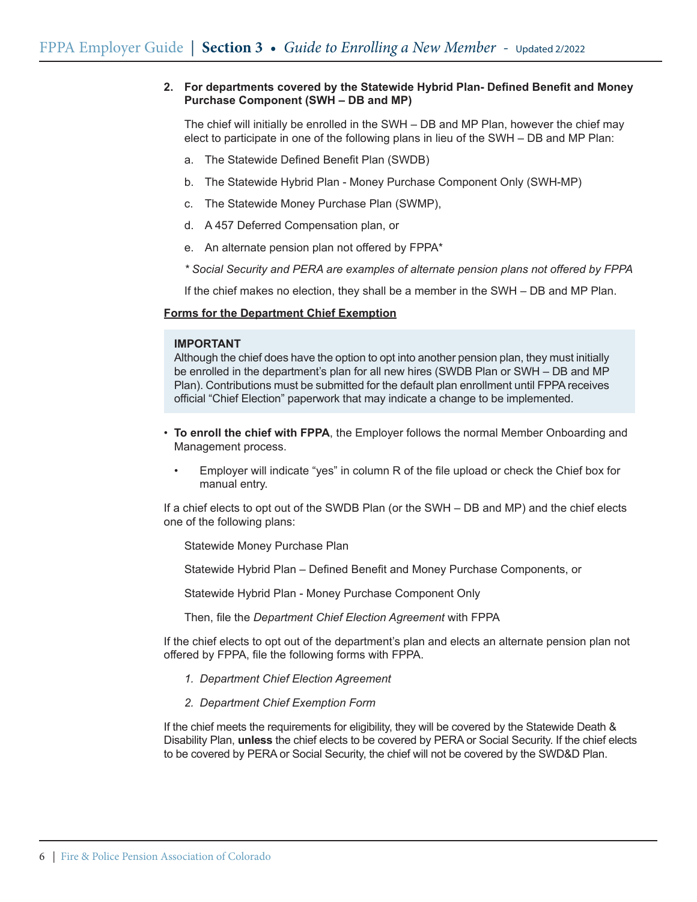**2. For departments covered by the Statewide Hybrid Plan- Defined Benefit and Money Purchase Component (SWH – DB and MP)**

The chief will initially be enrolled in the SWH – DB and MP Plan, however the chief may elect to participate in one of the following plans in lieu of the SWH – DB and MP Plan:

a. The Statewide Defined Benefit Plan (SWDB)

b. The Statewide Hybrid Plan - Money Purchase Component Only (SWH-MP)

c. The Statewide Money Purchase Plan (SWMP),

d. A 457 Deferred Compensation plan, or

e. An alternate pension plan not offered by FPPA*

*\* Social Security and PERA are examples of alternate pension plans not offered by FPPA*

If the chief makes no election, they shall be a member in the SWH – DB and MP Plan.

**<u>Forms for the Department Chief Exemption</u>**

> **IMPORTANT**
> Although the chief does have the option to opt into another pension plan, they must initially be enrolled in the department's plan for all new hires (SWDB Plan or SWH – DB and MP Plan). Contributions must be submitted for the default plan enrollment until FPPA receives official "Chief Election" paperwork that may indicate a change to be implemented.

- **To enroll the chief with FPPA**, the Employer follows the normal Member Onboarding and Management process.
    - Employer will indicate "yes" in column R of the file upload or check the Chief box for manual entry.

If a chief elects to opt out of the SWDB Plan (or the SWH – DB and MP) and the chief elects one of the following plans:

Statewide Money Purchase Plan

Statewide Hybrid Plan – Defined Benefit and Money Purchase Components, or

Statewide Hybrid Plan - Money Purchase Component Only

Then, file the *Department Chief Election Agreement* with FPPA

If the chief elects to opt out of the department's plan and elects an alternate pension plan not offered by FPPA, file the following forms with FPPA.

1. *Department Chief Election Agreement*
2. *Department Chief Exemption Form*

If the chief meets the requirements for eligibility, they will be covered by the Statewide Death & Disability Plan, **unless** the chief elects to be covered by PERA or Social Security. If the chief elects to be covered by PERA or Social Security, the chief will not be covered by the SWD&D Plan.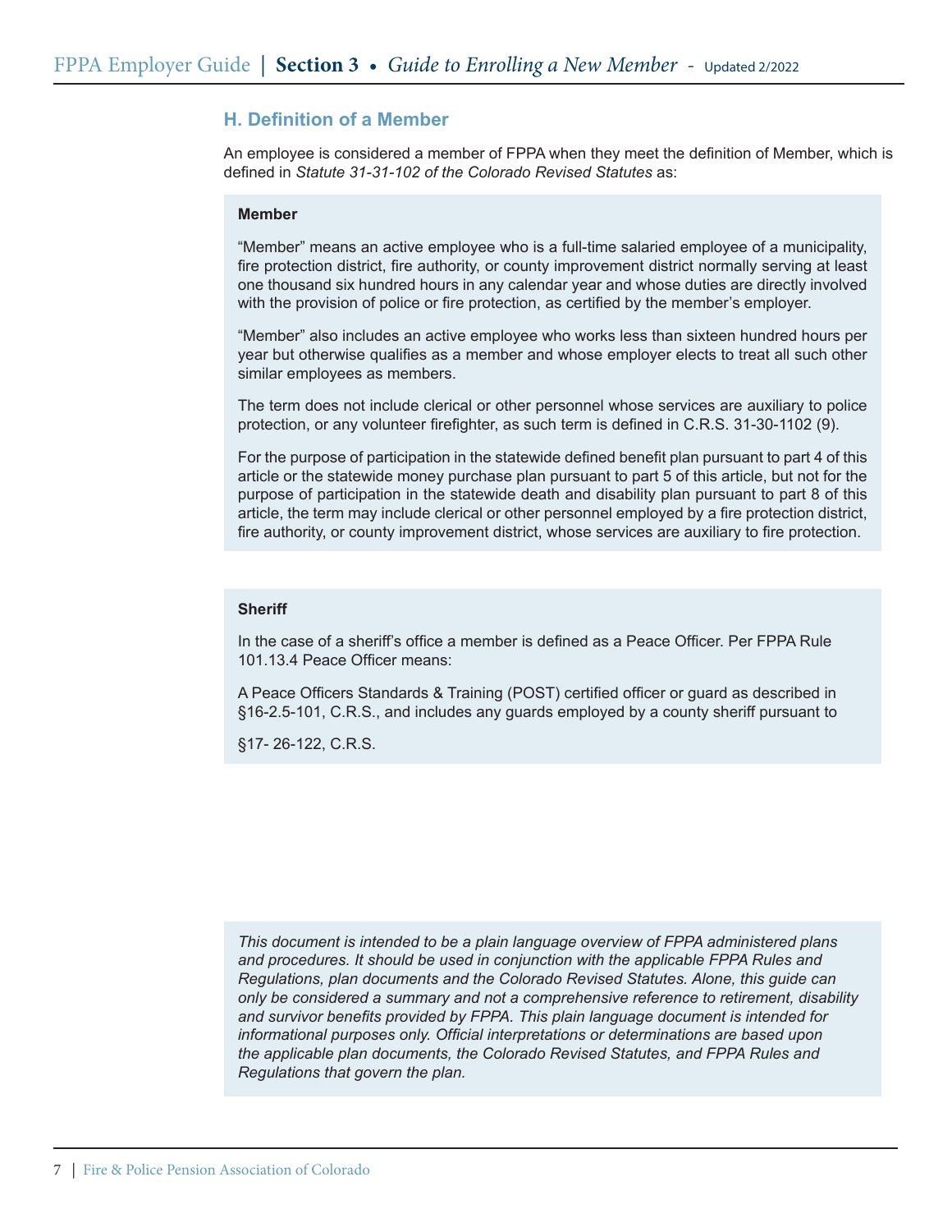## H. Definition of a Member

An employee is considered a member of FPPA when they meet the definition of Member, which is defined in *Statute 31-31-102 of the Colorado Revised Statutes* as:

**Member**

"Member" means an active employee who is a full-time salaried employee of a municipality, fire protection district, fire authority, or county improvement district normally serving at least one thousand six hundred hours in any calendar year and whose duties are directly involved with the provision of police or fire protection, as certified by the member's employer.

"Member" also includes an active employee who works less than sixteen hundred hours per year but otherwise qualifies as a member and whose employer elects to treat all such other similar employees as members.

The term does not include clerical or other personnel whose services are auxiliary to police protection, or any volunteer firefighter, as such term is defined in C.R.S. 31-30-1102 (9).

For the purpose of participation in the statewide defined benefit plan pursuant to part 4 of this article or the statewide money purchase plan pursuant to part 5 of this article, but not for the purpose of participation in the statewide death and disability plan pursuant to part 8 of this article, the term may include clerical or other personnel employed by a fire protection district, fire authority, or county improvement district, whose services are auxiliary to fire protection.

**Sheriff**

In the case of a sheriff's office a member is defined as a Peace Officer. Per FPPA Rule 101.13.4 Peace Officer means:

A Peace Officers Standards & Training (POST) certified officer or guard as described in §16-2.5-101, C.R.S., and includes any guards employed by a county sheriff pursuant to

§17- 26-122, C.R.S.

*This document is intended to be a plain language overview of FPPA administered plans and procedures. It should be used in conjunction with the applicable FPPA Rules and Regulations, plan documents and the Colorado Revised Statutes. Alone, this guide can only be considered a summary and not a comprehensive reference to retirement, disability and survivor benefits provided by FPPA. This plain language document is intended for informational purposes only. Official interpretations or determinations are based upon the applicable plan documents, the Colorado Revised Statutes, and FPPA Rules and Regulations that govern the plan.*